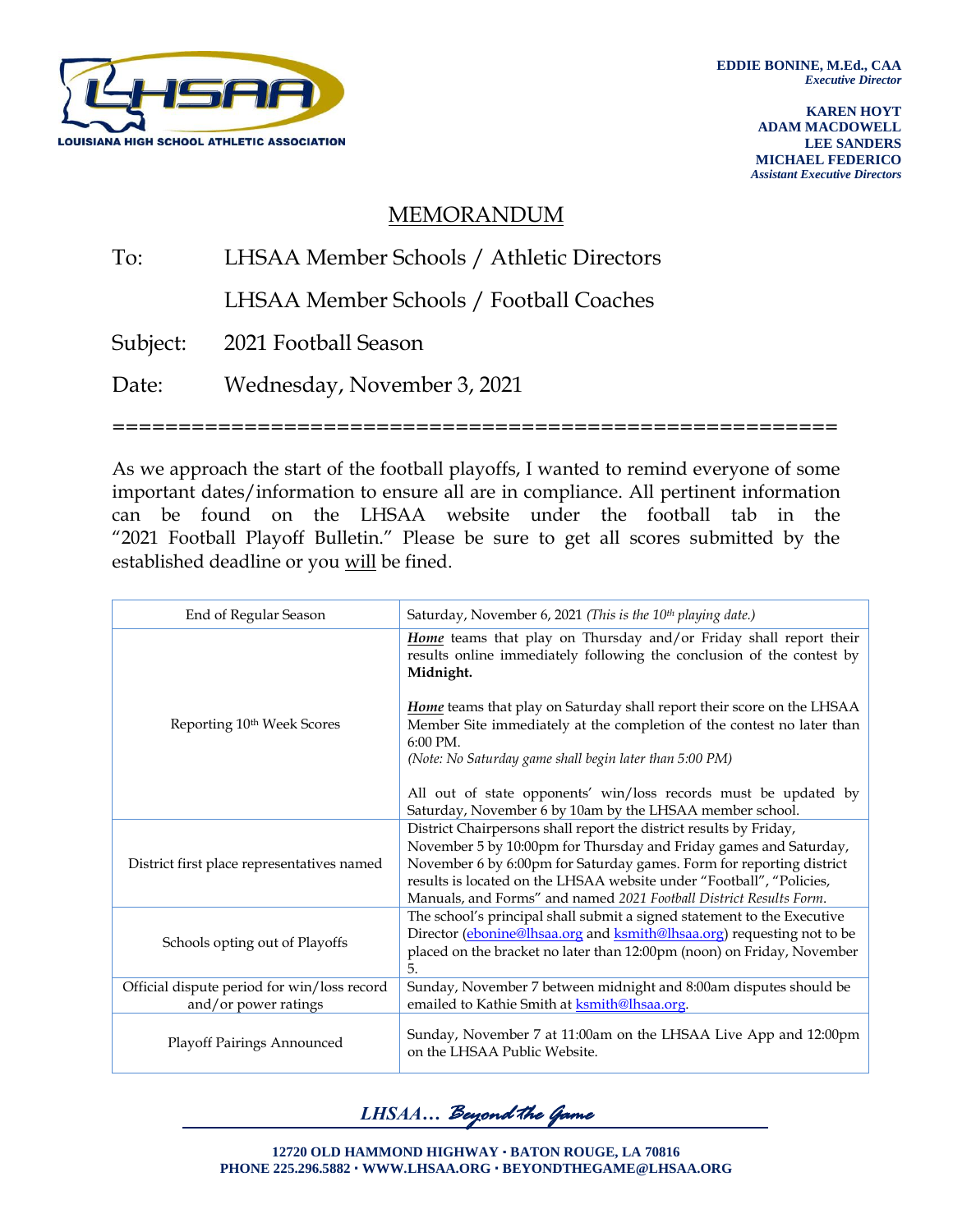LOUISIANA HIGH SCHOOL ATHLETIC ASSOCIATION

**EDDIE BONINE, M.Ed., CAA**
*Executive Director*

**KAREN HOYT**
**ADAM MACDOWELL**
**LEE SANDERS**
**MICHAEL FEDERICO**
*Assistant Executive Directors*

# MEMORANDUM

To: LHSAA Member Schools / Athletic Directors

LHSAA Member Schools / Football Coaches

Subject: 2021 Football Season

Date: Wednesday, November 3, 2021

=====================================================

As we approach the start of the football playoffs, I wanted to remind everyone of some important dates/information to ensure all are in compliance. All pertinent information can be found on the LHSAA website under the football tab in the "2021 Football Playoff Bulletin." Please be sure to get all scores submitted by the established deadline or you will be fined.

| | |
|---|---|
| End of Regular Season | Saturday, November 6, 2021 *(This is the 10th playing date.)* |
| Reporting 10th Week Scores | ***Home*** teams that play on Thursday and/or Friday shall report their results online immediately following the conclusion of the contest by **Midnight.**<br><br>***Home*** teams that play on Saturday shall report their score on the LHSAA Member Site immediately at the completion of the contest no later than 6:00 PM.<br>*(Note: No Saturday game shall begin later than 5:00 PM)*<br><br>All out of state opponents' win/loss records must be updated by Saturday, November 6 by 10am by the LHSAA member school. |
| District first place representatives named | District Chairpersons shall report the district results by Friday, November 5 by 10:00pm for Thursday and Friday games and Saturday, November 6 by 6:00pm for Saturday games. Form for reporting district results is located on the LHSAA website under "Football", "Policies, Manuals, and Forms" and named *2021 Football District Results Form*. |
| Schools opting out of Playoffs | The school's principal shall submit a signed statement to the Executive Director (ebonine@lhsaa.org and ksmith@lhsaa.org) requesting not to be placed on the bracket no later than 12:00pm (noon) on Friday, November 5. |
| Official dispute period for win/loss record and/or power ratings | Sunday, November 7 between midnight and 8:00am disputes should be emailed to Kathie Smith at ksmith@lhsaa.org. |
| Playoff Pairings Announced | Sunday, November 7 at 11:00am on the LHSAA Live App and 12:00pm on the LHSAA Public Website. |

*LHSAA… Beyond the Game*

**12720 OLD HAMMOND HIGHWAY · BATON ROUGE, LA 70816**
**PHONE 225.296.5882 · WWW.LHSAA.ORG · BEYONDTHEGAME@LHSAA.ORG**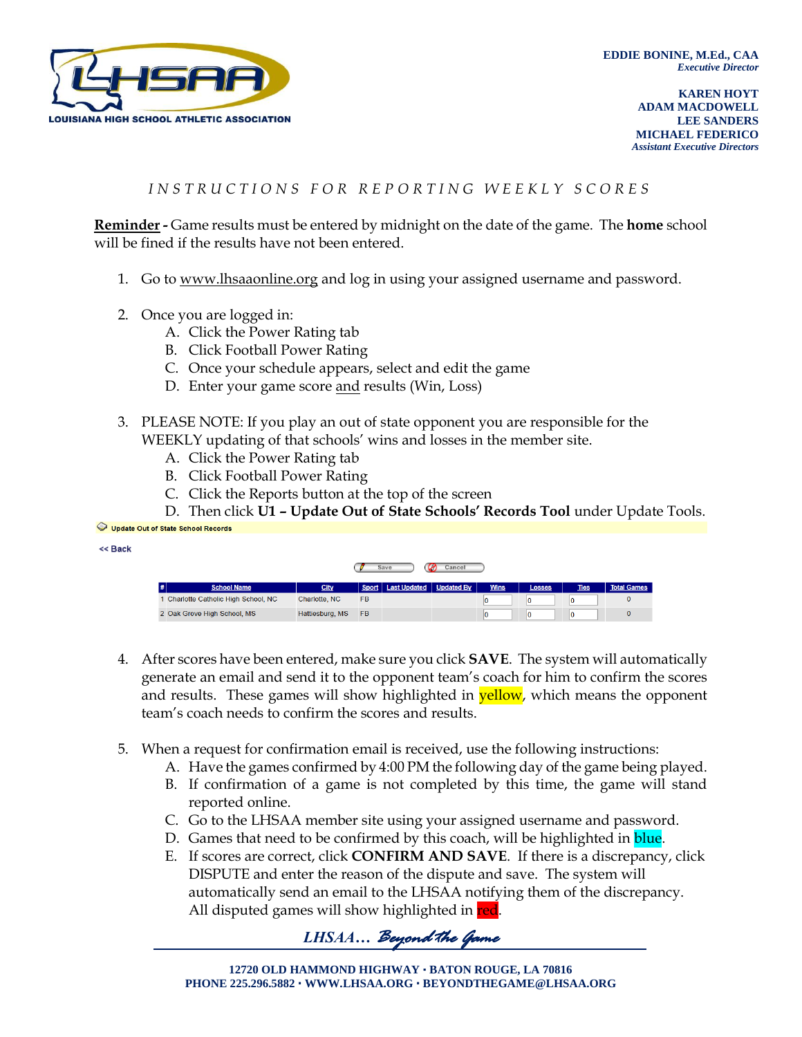LOUISIANA HIGH SCHOOL ATHLETIC ASSOCIATION

**EDDIE BONINE, M.Ed., CAA**
*Executive Director*

**KAREN HOYT**
**ADAM MACDOWELL**
**LEE SANDERS**
**MICHAEL FEDERICO**
*Assistant Executive Directors*

## *INSTRUCTIONS FOR REPORTING WEEKLY SCORES*

**Reminder -** Game results must be entered by midnight on the date of the game. The **home** school will be fined if the results have not been entered.

1. Go to www.lhsaaonline.org and log in using your assigned username and password.

2. Once you are logged in:
   A. Click the Power Rating tab
   B. Click Football Power Rating
   C. Once your schedule appears, select and edit the game
   D. Enter your game score and results (Win, Loss)

3. PLEASE NOTE: If you play an out of state opponent you are responsible for the WEEKLY updating of that schools' wins and losses in the member site.
   A. Click the Power Rating tab
   B. Click Football Power Rating
   C. Click the Reports button at the top of the screen
   D. Then click **U1 – Update Out of State Schools' Records Tool** under Update Tools.

Update Out of State School Records

<< Back

Save   Cancel

| # | School Name | City | Sport | Last Updated | Updated By | Wins | Losses | Ties | Total Games |
|---|---|---|---|---|---|---|---|---|---|
| 1 | Charlotte Catholic High School, NC | Charlotte, NC | FB | | | 0 | 0 | 0 | 0 |
| 2 | Oak Grove High School, MS | Hattiesburg, MS | FB | | | 0 | 0 | 0 | 0 |

4. After scores have been entered, make sure you click **SAVE**. The system will automatically generate an email and send it to the opponent team's coach for him to confirm the scores and results. These games will show highlighted in yellow, which means the opponent team's coach needs to confirm the scores and results.

5. When a request for confirmation email is received, use the following instructions:
   A. Have the games confirmed by 4:00 PM the following day of the game being played.
   B. If confirmation of a game is not completed by this time, the game will stand reported online.
   C. Go to the LHSAA member site using your assigned username and password.
   D. Games that need to be confirmed by this coach, will be highlighted in blue.
   E. If scores are correct, click **CONFIRM AND SAVE**. If there is a discrepancy, click DISPUTE and enter the reason of the dispute and save. The system will automatically send an email to the LHSAA notifying them of the discrepancy. All disputed games will show highlighted in red.

*LHSAA… Beyond the Game*

**12720 OLD HAMMOND HIGHWAY · BATON ROUGE, LA 70816**
**PHONE 225.296.5882 · WWW.LHSAA.ORG · BEYONDTHEGAME@LHSAA.ORG**